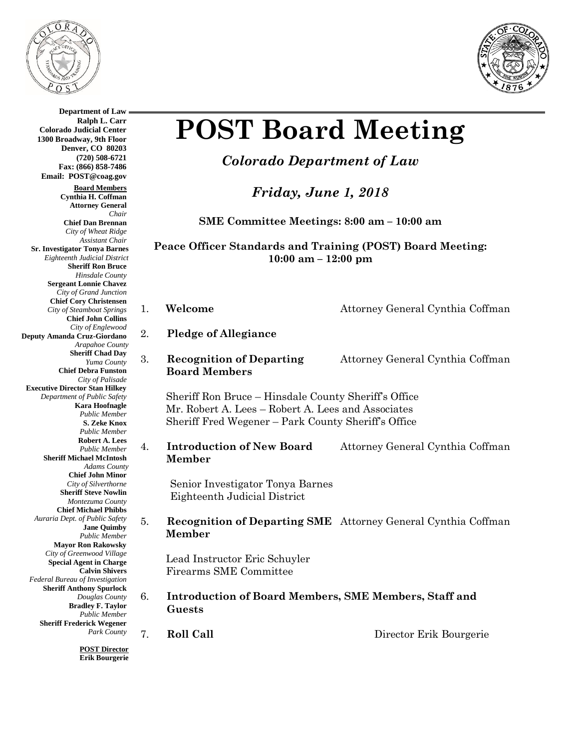**Department of Law**
**Ralph L. Carr**
**Colorado Judicial Center**
**1300 Broadway, 9th Floor**
**Denver, CO 80203**
**(720) 508-6721**
**Fax: (866) 858-7486**
**Email: POST@coag.gov**

**Board Members**

**Cynthia H. Coffman**
**Attorney General**
*Chair*

**Chief Dan Brennan**
*City of Wheat Ridge*
*Assistant Chair*

**Sr. Investigator Tonya Barnes**
*Eighteenth Judicial District*

**Sheriff Ron Bruce**
*Hinsdale County*

**Sergeant Lonnie Chavez**
*City of Grand Junction*

**Chief Cory Christensen**
*City of Steamboat Springs*

**Chief John Collins**
*City of Englewood*

**Deputy Amanda Cruz-Giordano**
*Arapahoe County*

**Sheriff Chad Day**
*Yuma County*

**Chief Debra Funston**
*City of Palisade*

**Executive Director Stan Hilkey**
*Department of Public Safety*

**Kara Hoofnagle**
*Public Member*

**S. Zeke Knox**
*Public Member*

**Robert A. Lees**
*Public Member*

**Sheriff Michael McIntosh**
*Adams County*

**Chief John Minor**
*City of Silverthorne*

**Sheriff Steve Nowlin**
*Montezuma County*

**Chief Michael Phibbs**
*Auraria Dept. of Public Safety*

**Jane Quimby**
*Public Member*

**Mayor Ron Rakowsky**
*City of Greenwood Village*

**Special Agent in Charge**
**Calvin Shivers**
*Federal Bureau of Investigation*

**Sheriff Anthony Spurlock**
*Douglas County*

**Bradley F. Taylor**
*Public Member*

**Sheriff Frederick Wegener**
*Park County*

**POST Director**
**Erik Bourgerie**

# POST Board Meeting

## *Colorado Department of Law*

## *Friday, June 1, 2018*

**SME Committee Meetings: 8:00 am – 10:00 am**

**Peace Officer Standards and Training (POST) Board Meeting: 10:00 am – 12:00 pm**

1. **Welcome** — Attorney General Cynthia Coffman

2. **Pledge of Allegiance**

3. **Recognition of Departing Board Members** — Attorney General Cynthia Coffman

   Sheriff Ron Bruce – Hinsdale County Sheriff's Office
   Mr. Robert A. Lees – Robert A. Lees and Associates
   Sheriff Fred Wegener – Park County Sheriff's Office

4. **Introduction of New Board Member** — Attorney General Cynthia Coffman

   Senior Investigator Tonya Barnes
   Eighteenth Judicial District

5. **Recognition of Departing SME Member** — Attorney General Cynthia Coffman

   Lead Instructor Eric Schuyler
   Firearms SME Committee

6. **Introduction of Board Members, SME Members, Staff and Guests**

7. **Roll Call** — Director Erik Bourgerie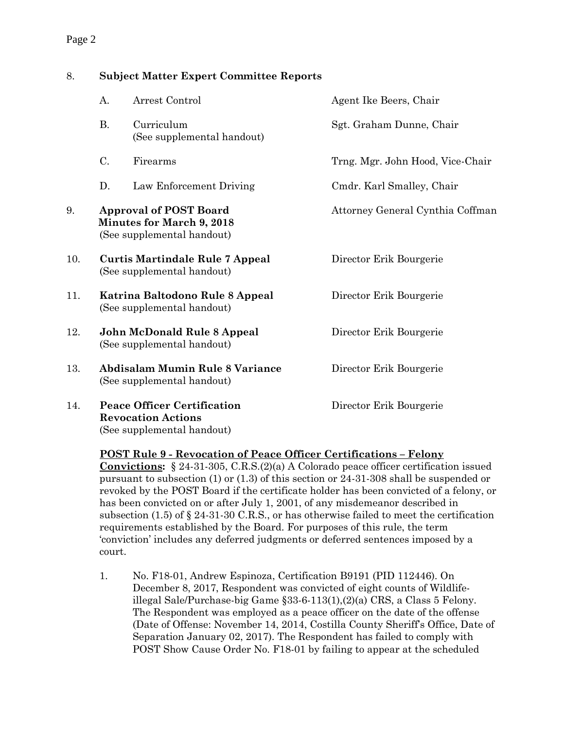8. **Subject Matter Expert Committee Reports**

| | | |
|---|---|---|
| A. | Arrest Control | Agent Ike Beers, Chair |
| B. | Curriculum (See supplemental handout) | Sgt. Graham Dunne, Chair |
| C. | Firearms | Trng. Mgr. John Hood, Vice-Chair |
| D. | Law Enforcement Driving | Cmdr. Karl Smalley, Chair |

9. **Approval of POST Board Minutes for March 9, 2018** (See supplemental handout) — Attorney General Cynthia Coffman

10. **Curtis Martindale Rule 7 Appeal** (See supplemental handout) — Director Erik Bourgerie

11. **Katrina Baltodono Rule 8 Appeal** (See supplemental handout) — Director Erik Bourgerie

12. **John McDonald Rule 8 Appeal** (See supplemental handout) — Director Erik Bourgerie

13. **Abdisalam Mumin Rule 8 Variance** (See supplemental handout) — Director Erik Bourgerie

14. **Peace Officer Certification Revocation Actions** (See supplemental handout) — Director Erik Bourgerie

**POST Rule 9 - Revocation of Peace Officer Certifications – Felony Convictions:** § 24-31-305, C.R.S.(2)(a) A Colorado peace officer certification issued pursuant to subsection (1) or (1.3) of this section or 24-31-308 shall be suspended or revoked by the POST Board if the certificate holder has been convicted of a felony, or has been convicted on or after July 1, 2001, of any misdemeanor described in subsection (1.5) of § 24-31-30 C.R.S., or has otherwise failed to meet the certification requirements established by the Board. For purposes of this rule, the term 'conviction' includes any deferred judgments or deferred sentences imposed by a court.

1. No. F18-01, Andrew Espinoza, Certification B9191 (PID 112446). On December 8, 2017, Respondent was convicted of eight counts of Wildlife-illegal Sale/Purchase-big Game §33-6-113(1),(2)(a) CRS, a Class 5 Felony. The Respondent was employed as a peace officer on the date of the offense (Date of Offense: November 14, 2014, Costilla County Sheriff's Office, Date of Separation January 02, 2017). The Respondent has failed to comply with POST Show Cause Order No. F18-01 by failing to appear at the scheduled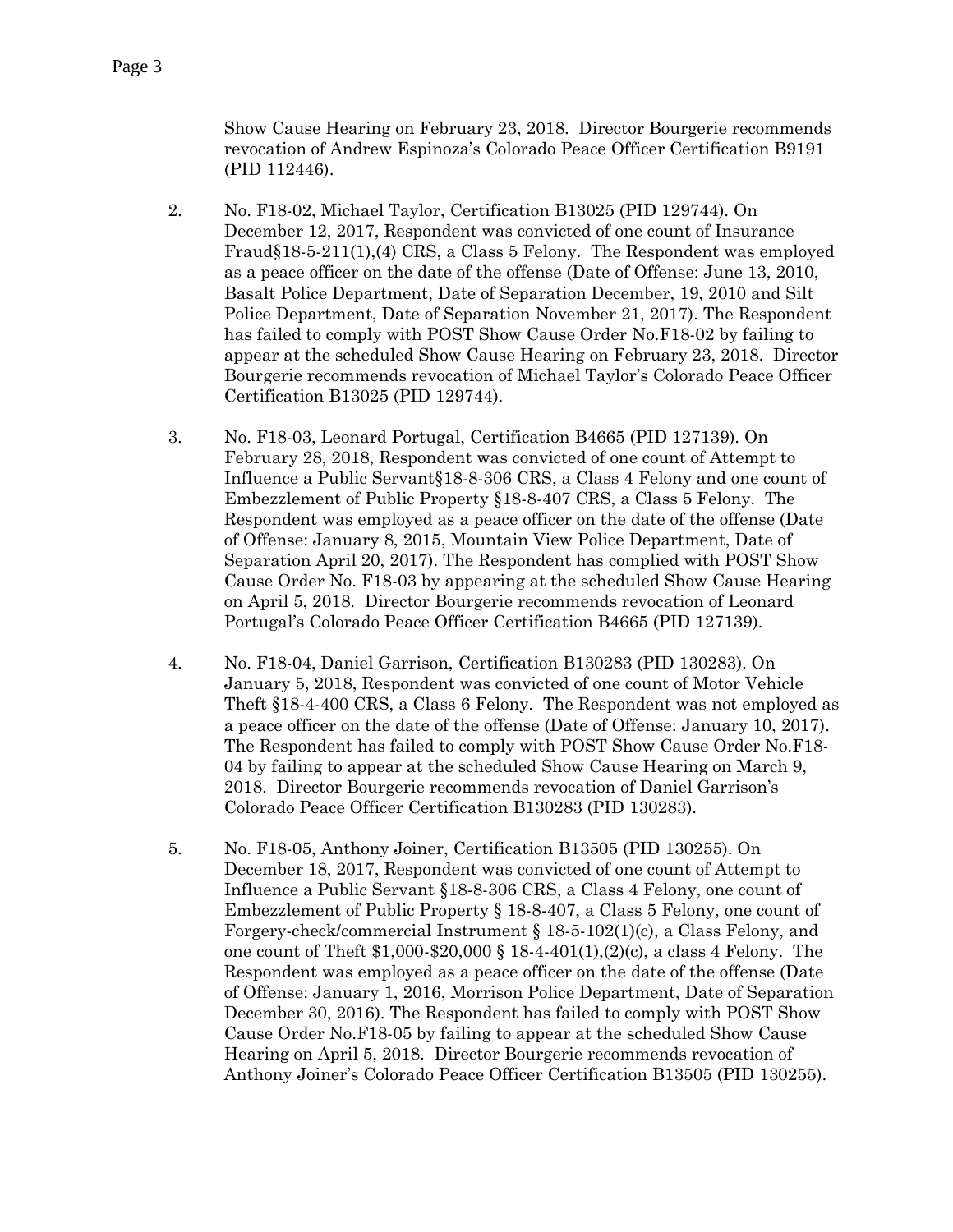Show Cause Hearing on February 23, 2018. Director Bourgerie recommends revocation of Andrew Espinoza's Colorado Peace Officer Certification B9191 (PID 112446).

2. No. F18-02, Michael Taylor, Certification B13025 (PID 129744). On December 12, 2017, Respondent was convicted of one count of Insurance Fraud§18-5-211(1),(4) CRS, a Class 5 Felony. The Respondent was employed as a peace officer on the date of the offense (Date of Offense: June 13, 2010, Basalt Police Department, Date of Separation December, 19, 2010 and Silt Police Department, Date of Separation November 21, 2017). The Respondent has failed to comply with POST Show Cause Order No.F18-02 by failing to appear at the scheduled Show Cause Hearing on February 23, 2018. Director Bourgerie recommends revocation of Michael Taylor's Colorado Peace Officer Certification B13025 (PID 129744).

3. No. F18-03, Leonard Portugal, Certification B4665 (PID 127139). On February 28, 2018, Respondent was convicted of one count of Attempt to Influence a Public Servant§18-8-306 CRS, a Class 4 Felony and one count of Embezzlement of Public Property §18-8-407 CRS, a Class 5 Felony. The Respondent was employed as a peace officer on the date of the offense (Date of Offense: January 8, 2015, Mountain View Police Department, Date of Separation April 20, 2017). The Respondent has complied with POST Show Cause Order No. F18-03 by appearing at the scheduled Show Cause Hearing on April 5, 2018. Director Bourgerie recommends revocation of Leonard Portugal's Colorado Peace Officer Certification B4665 (PID 127139).

4. No. F18-04, Daniel Garrison, Certification B130283 (PID 130283). On January 5, 2018, Respondent was convicted of one count of Motor Vehicle Theft §18-4-400 CRS, a Class 6 Felony. The Respondent was not employed as a peace officer on the date of the offense (Date of Offense: January 10, 2017). The Respondent has failed to comply with POST Show Cause Order No.F18-04 by failing to appear at the scheduled Show Cause Hearing on March 9, 2018. Director Bourgerie recommends revocation of Daniel Garrison's Colorado Peace Officer Certification B130283 (PID 130283).

5. No. F18-05, Anthony Joiner, Certification B13505 (PID 130255). On December 18, 2017, Respondent was convicted of one count of Attempt to Influence a Public Servant §18-8-306 CRS, a Class 4 Felony, one count of Embezzlement of Public Property § 18-8-407, a Class 5 Felony, one count of Forgery-check/commercial Instrument § 18-5-102(1)(c), a Class Felony, and one count of Theft $1,000-$20,000 § 18-4-401(1),(2)(c), a class 4 Felony. The Respondent was employed as a peace officer on the date of the offense (Date of Offense: January 1, 2016, Morrison Police Department, Date of Separation December 30, 2016). The Respondent has failed to comply with POST Show Cause Order No.F18-05 by failing to appear at the scheduled Show Cause Hearing on April 5, 2018. Director Bourgerie recommends revocation of Anthony Joiner's Colorado Peace Officer Certification B13505 (PID 130255).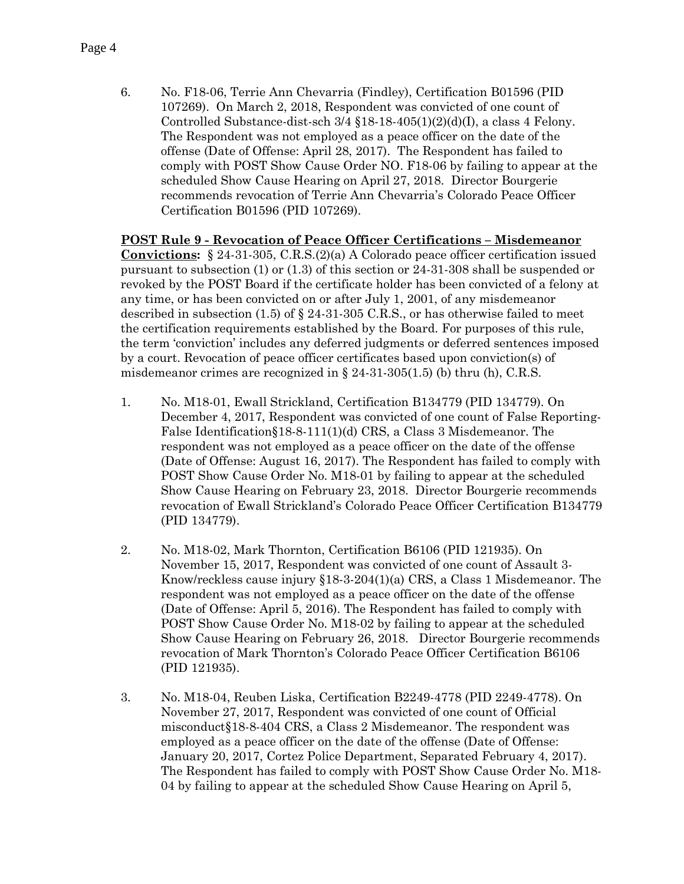6. No. F18-06, Terrie Ann Chevarria (Findley), Certification B01596 (PID 107269). On March 2, 2018, Respondent was convicted of one count of Controlled Substance-dist-sch 3/4 §18-18-405(1)(2)(d)(I), a class 4 Felony. The Respondent was not employed as a peace officer on the date of the offense (Date of Offense: April 28, 2017). The Respondent has failed to comply with POST Show Cause Order NO. F18-06 by failing to appear at the scheduled Show Cause Hearing on April 27, 2018. Director Bourgerie recommends revocation of Terrie Ann Chevarria's Colorado Peace Officer Certification B01596 (PID 107269).

**POST Rule 9 - Revocation of Peace Officer Certifications – Misdemeanor Convictions:** § 24-31-305, C.R.S.(2)(a) A Colorado peace officer certification issued pursuant to subsection (1) or (1.3) of this section or 24-31-308 shall be suspended or revoked by the POST Board if the certificate holder has been convicted of a felony at any time, or has been convicted on or after July 1, 2001, of any misdemeanor described in subsection (1.5) of § 24-31-305 C.R.S., or has otherwise failed to meet the certification requirements established by the Board. For purposes of this rule, the term 'conviction' includes any deferred judgments or deferred sentences imposed by a court. Revocation of peace officer certificates based upon conviction(s) of misdemeanor crimes are recognized in § 24-31-305(1.5) (b) thru (h), C.R.S.

1. No. M18-01, Ewall Strickland, Certification B134779 (PID 134779). On December 4, 2017, Respondent was convicted of one count of False Reporting-False Identification§18-8-111(1)(d) CRS, a Class 3 Misdemeanor. The respondent was not employed as a peace officer on the date of the offense (Date of Offense: August 16, 2017). The Respondent has failed to comply with POST Show Cause Order No. M18-01 by failing to appear at the scheduled Show Cause Hearing on February 23, 2018. Director Bourgerie recommends revocation of Ewall Strickland's Colorado Peace Officer Certification B134779 (PID 134779).

2. No. M18-02, Mark Thornton, Certification B6106 (PID 121935). On November 15, 2017, Respondent was convicted of one count of Assault 3-Know/reckless cause injury §18-3-204(1)(a) CRS, a Class 1 Misdemeanor. The respondent was not employed as a peace officer on the date of the offense (Date of Offense: April 5, 2016). The Respondent has failed to comply with POST Show Cause Order No. M18-02 by failing to appear at the scheduled Show Cause Hearing on February 26, 2018. Director Bourgerie recommends revocation of Mark Thornton's Colorado Peace Officer Certification B6106 (PID 121935).

3. No. M18-04, Reuben Liska, Certification B2249-4778 (PID 2249-4778). On November 27, 2017, Respondent was convicted of one count of Official misconduct§18-8-404 CRS, a Class 2 Misdemeanor. The respondent was employed as a peace officer on the date of the offense (Date of Offense: January 20, 2017, Cortez Police Department, Separated February 4, 2017). The Respondent has failed to comply with POST Show Cause Order No. M18-04 by failing to appear at the scheduled Show Cause Hearing on April 5,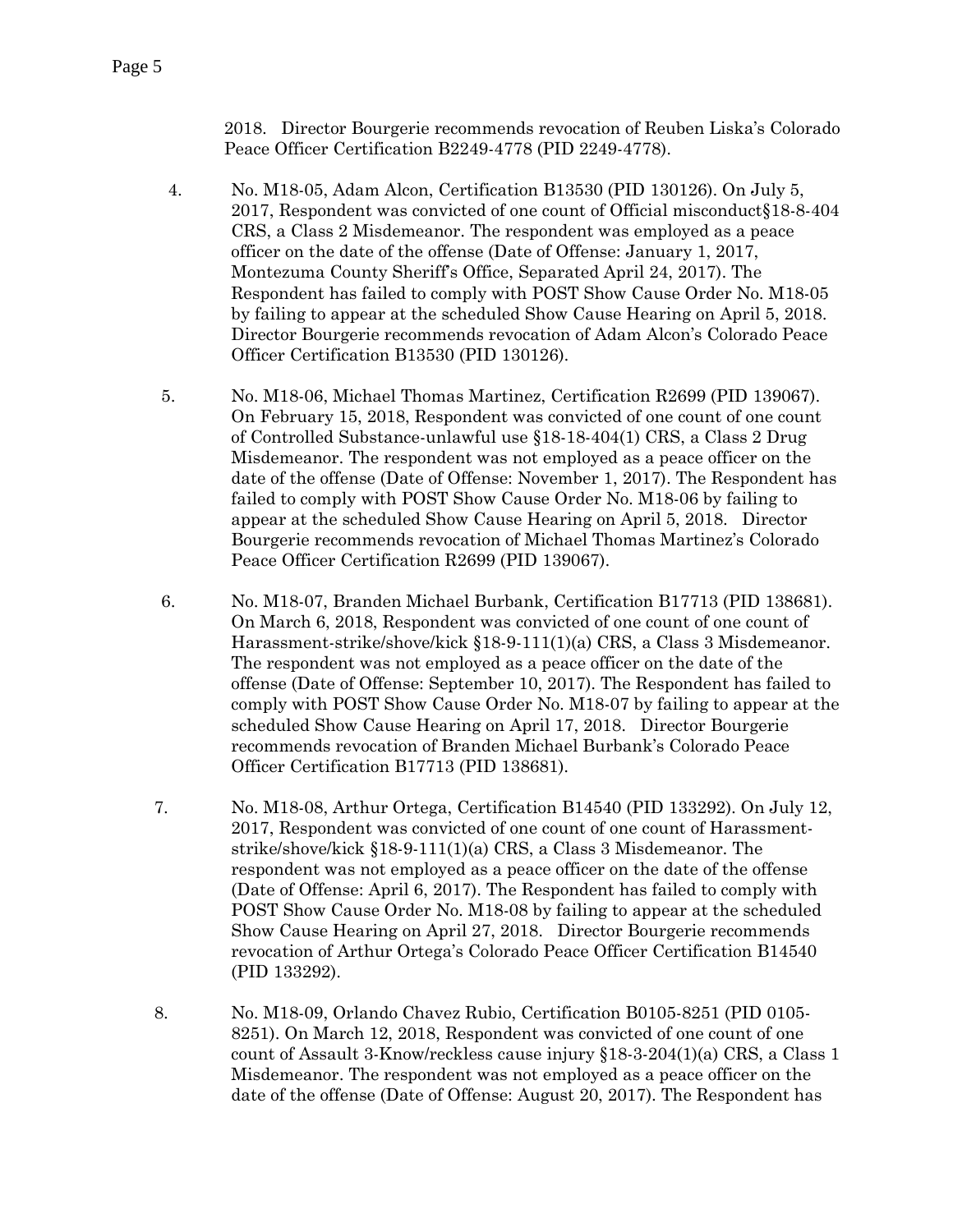2018. Director Bourgerie recommends revocation of Reuben Liska's Colorado Peace Officer Certification B2249-4778 (PID 2249-4778).

4. No. M18-05, Adam Alcon, Certification B13530 (PID 130126). On July 5, 2017, Respondent was convicted of one count of Official misconduct§18-8-404 CRS, a Class 2 Misdemeanor. The respondent was employed as a peace officer on the date of the offense (Date of Offense: January 1, 2017, Montezuma County Sheriff's Office, Separated April 24, 2017). The Respondent has failed to comply with POST Show Cause Order No. M18-05 by failing to appear at the scheduled Show Cause Hearing on April 5, 2018. Director Bourgerie recommends revocation of Adam Alcon's Colorado Peace Officer Certification B13530 (PID 130126).

5. No. M18-06, Michael Thomas Martinez, Certification R2699 (PID 139067). On February 15, 2018, Respondent was convicted of one count of one count of Controlled Substance-unlawful use §18-18-404(1) CRS, a Class 2 Drug Misdemeanor. The respondent was not employed as a peace officer on the date of the offense (Date of Offense: November 1, 2017). The Respondent has failed to comply with POST Show Cause Order No. M18-06 by failing to appear at the scheduled Show Cause Hearing on April 5, 2018. Director Bourgerie recommends revocation of Michael Thomas Martinez's Colorado Peace Officer Certification R2699 (PID 139067).

6. No. M18-07, Branden Michael Burbank, Certification B17713 (PID 138681). On March 6, 2018, Respondent was convicted of one count of one count of Harassment-strike/shove/kick §18-9-111(1)(a) CRS, a Class 3 Misdemeanor. The respondent was not employed as a peace officer on the date of the offense (Date of Offense: September 10, 2017). The Respondent has failed to comply with POST Show Cause Order No. M18-07 by failing to appear at the scheduled Show Cause Hearing on April 17, 2018. Director Bourgerie recommends revocation of Branden Michael Burbank's Colorado Peace Officer Certification B17713 (PID 138681).

7. No. M18-08, Arthur Ortega, Certification B14540 (PID 133292). On July 12, 2017, Respondent was convicted of one count of one count of Harassment-strike/shove/kick §18-9-111(1)(a) CRS, a Class 3 Misdemeanor. The respondent was not employed as a peace officer on the date of the offense (Date of Offense: April 6, 2017). The Respondent has failed to comply with POST Show Cause Order No. M18-08 by failing to appear at the scheduled Show Cause Hearing on April 27, 2018. Director Bourgerie recommends revocation of Arthur Ortega's Colorado Peace Officer Certification B14540 (PID 133292).

8. No. M18-09, Orlando Chavez Rubio, Certification B0105-8251 (PID 0105-8251). On March 12, 2018, Respondent was convicted of one count of one count of Assault 3-Know/reckless cause injury §18-3-204(1)(a) CRS, a Class 1 Misdemeanor. The respondent was not employed as a peace officer on the date of the offense (Date of Offense: August 20, 2017). The Respondent has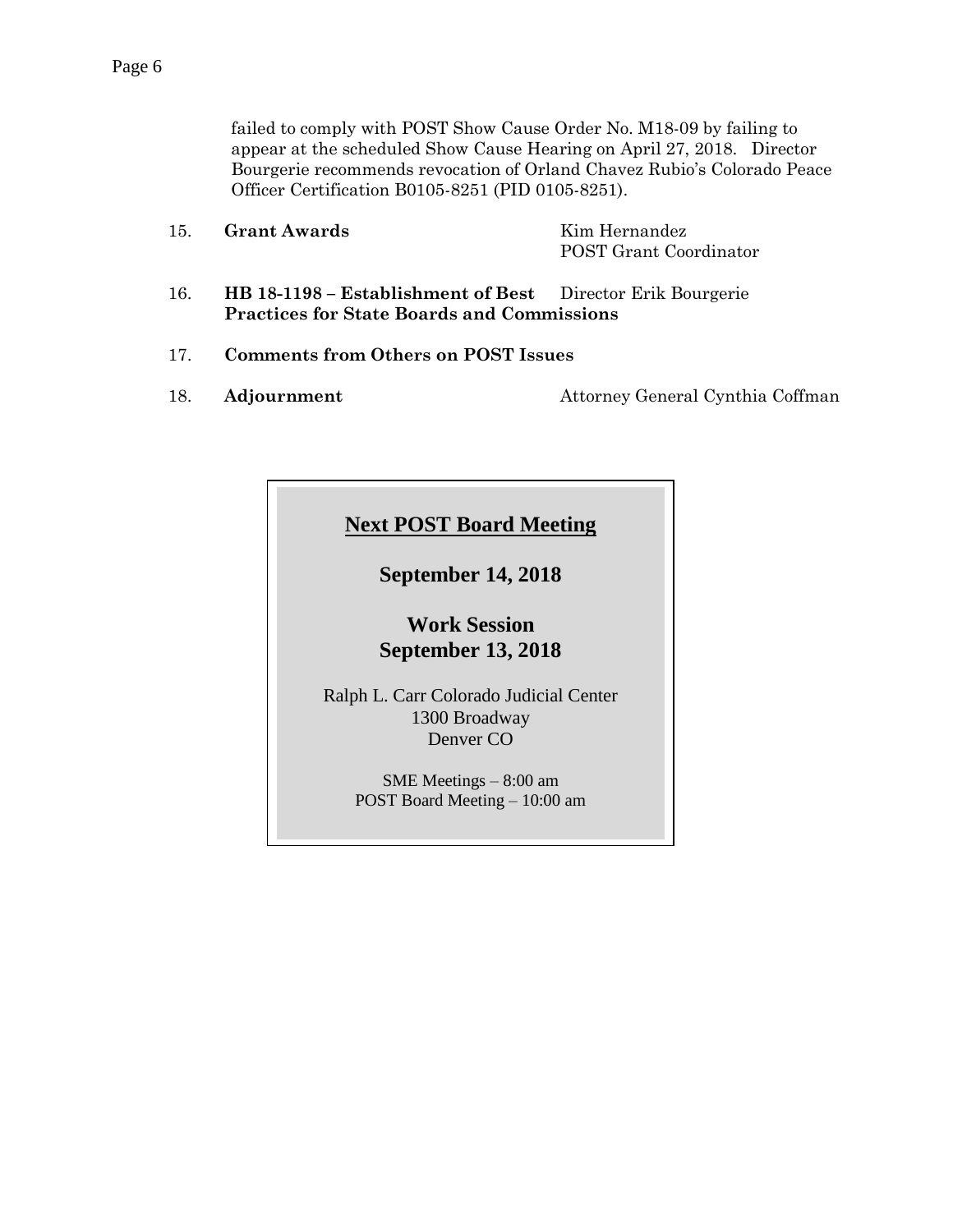failed to comply with POST Show Cause Order No. M18-09 by failing to appear at the scheduled Show Cause Hearing on April 27, 2018. Director Bourgerie recommends revocation of Orland Chavez Rubio's Colorado Peace Officer Certification B0105-8251 (PID 0105-8251).

15. **Grant Awards** — Kim Hernandez, POST Grant Coordinator

16. **HB 18-1198 – Establishment of Best Practices for State Boards and Commissions** — Director Erik Bourgerie

17. **Comments from Others on POST Issues**

18. **Adjournment** — Attorney General Cynthia Coffman

**<u>Next POST Board Meeting</u>**

**September 14, 2018**

**Work Session**
**September 13, 2018**

Ralph L. Carr Colorado Judicial Center
1300 Broadway
Denver CO

SME Meetings – 8:00 am
POST Board Meeting – 10:00 am